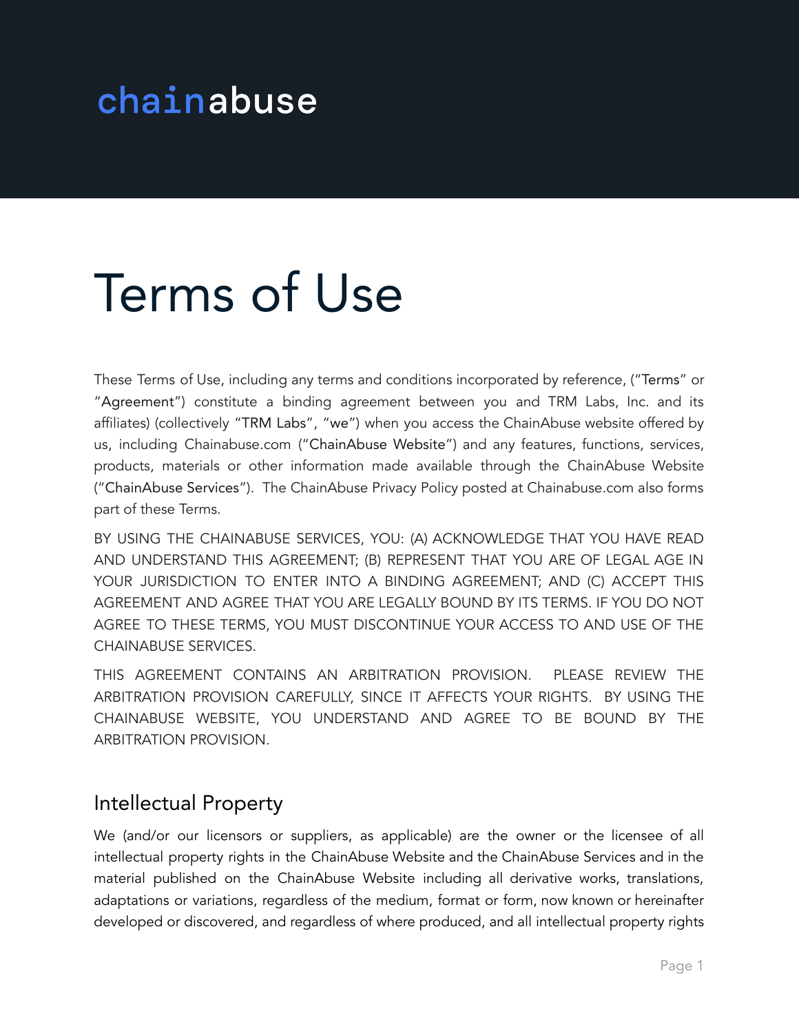chainabuse

# Terms of Use

These Terms of Use, including any terms and conditions incorporated by reference, ("Terms" or "Agreement") constitute a binding agreement between you and TRM Labs, Inc. and its affiliates) (collectively "TRM Labs", "we") when you access the ChainAbuse website offered by us, including Chainabuse.com ("ChainAbuse Website") and any features, functions, services, products, materials or other information made available through the ChainAbuse Website ("ChainAbuse Services"). The ChainAbuse Privacy Policy posted at Chainabuse.com also forms part of these Terms.

BY USING THE CHAINABUSE SERVICES, YOU: (A) ACKNOWLEDGE THAT YOU HAVE READ AND UNDERSTAND THIS AGREEMENT; (B) REPRESENT THAT YOU ARE OF LEGAL AGE IN YOUR JURISDICTION TO ENTER INTO A BINDING AGREEMENT; AND (C) ACCEPT THIS AGREEMENT AND AGREE THAT YOU ARE LEGALLY BOUND BY ITS TERMS. IF YOU DO NOT AGREE TO THESE TERMS, YOU MUST DISCONTINUE YOUR ACCESS TO AND USE OF THE CHAINABUSE SERVICES.

THIS AGREEMENT CONTAINS AN ARBITRATION PROVISION. PLEASE REVIEW THE ARBITRATION PROVISION CAREFULLY, SINCE IT AFFECTS YOUR RIGHTS. BY USING THE CHAINABUSE WEBSITE, YOU UNDERSTAND AND AGREE TO BE BOUND BY THE ARBITRATION PROVISION.

## Intellectual Property

We (and/or our licensors or suppliers, as applicable) are the owner or the licensee of all intellectual property rights in the ChainAbuse Website and the ChainAbuse Services and in the material published on the ChainAbuse Website including all derivative works, translations, adaptations or variations, regardless of the medium, format or form, now known or hereinafter developed or discovered, and regardless of where produced, and all intellectual property rights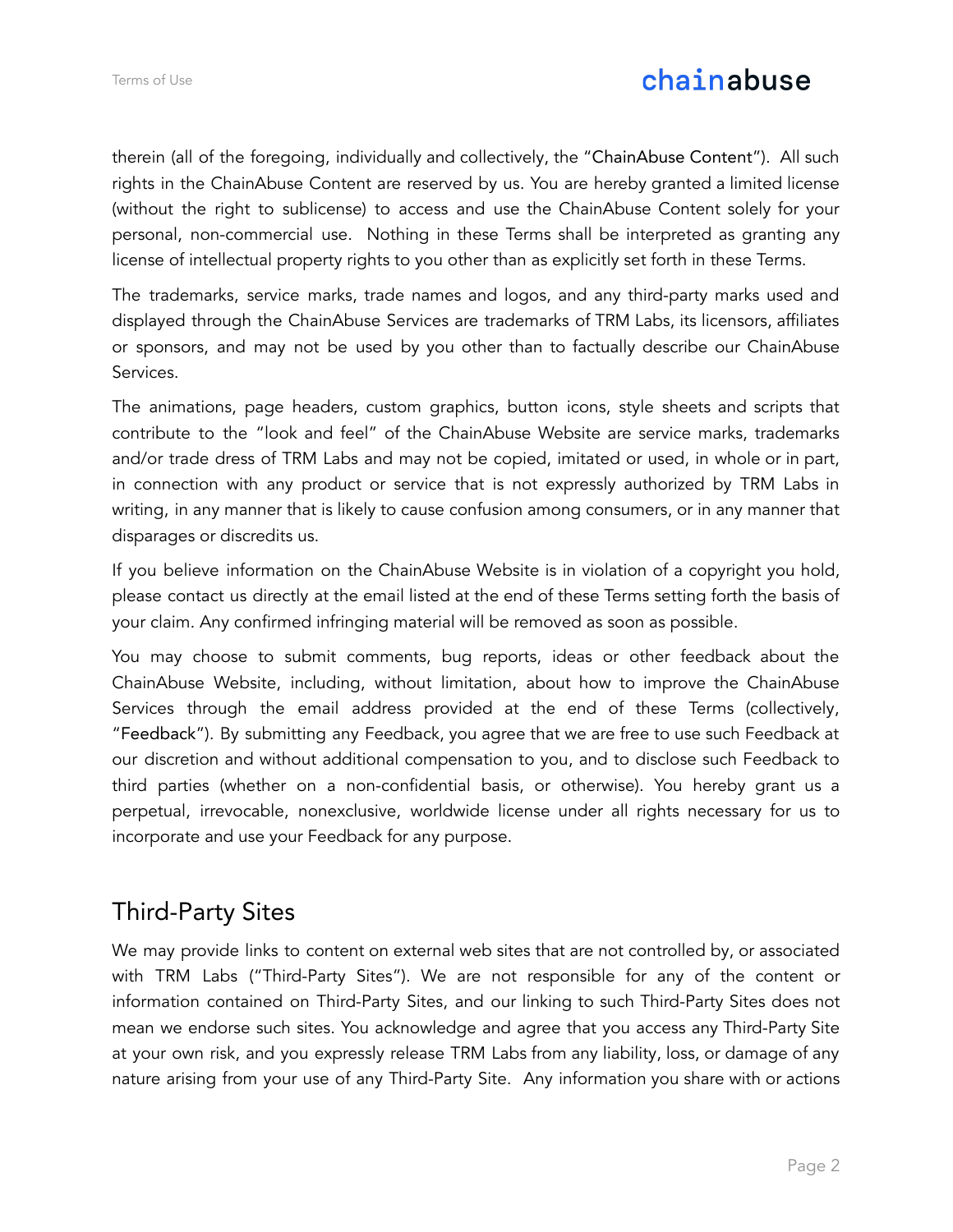therein (all of the foregoing, individually and collectively, the "ChainAbuse Content"). All such rights in the ChainAbuse Content are reserved by us. You are hereby granted a limited license (without the right to sublicense) to access and use the ChainAbuse Content solely for your personal, non-commercial use. Nothing in these Terms shall be interpreted as granting any license of intellectual property rights to you other than as explicitly set forth in these Terms.

The trademarks, service marks, trade names and logos, and any third-party marks used and displayed through the ChainAbuse Services are trademarks of TRM Labs, its licensors, affiliates or sponsors, and may not be used by you other than to factually describe our ChainAbuse Services.

The animations, page headers, custom graphics, button icons, style sheets and scripts that contribute to the "look and feel" of the ChainAbuse Website are service marks, trademarks and/or trade dress of TRM Labs and may not be copied, imitated or used, in whole or in part, in connection with any product or service that is not expressly authorized by TRM Labs in writing, in any manner that is likely to cause confusion among consumers, or in any manner that disparages or discredits us.

If you believe information on the ChainAbuse Website is in violation of a copyright you hold, please contact us directly at the email listed at the end of these Terms setting forth the basis of your claim. Any confirmed infringing material will be removed as soon as possible.

You may choose to submit comments, bug reports, ideas or other feedback about the ChainAbuse Website, including, without limitation, about how to improve the ChainAbuse Services through the email address provided at the end of these Terms (collectively, "Feedback"). By submitting any Feedback, you agree that we are free to use such Feedback at our discretion and without additional compensation to you, and to disclose such Feedback to third parties (whether on a non-confidential basis, or otherwise). You hereby grant us a perpetual, irrevocable, nonexclusive, worldwide license under all rights necessary for us to incorporate and use your Feedback for any purpose.

## Third-Party Sites

We may provide links to content on external web sites that are not controlled by, or associated with TRM Labs ("Third-Party Sites"). We are not responsible for any of the content or information contained on Third-Party Sites, and our linking to such Third-Party Sites does not mean we endorse such sites. You acknowledge and agree that you access any Third-Party Site at your own risk, and you expressly release TRM Labs from any liability, loss, or damage of any nature arising from your use of any Third-Party Site. Any information you share with or actions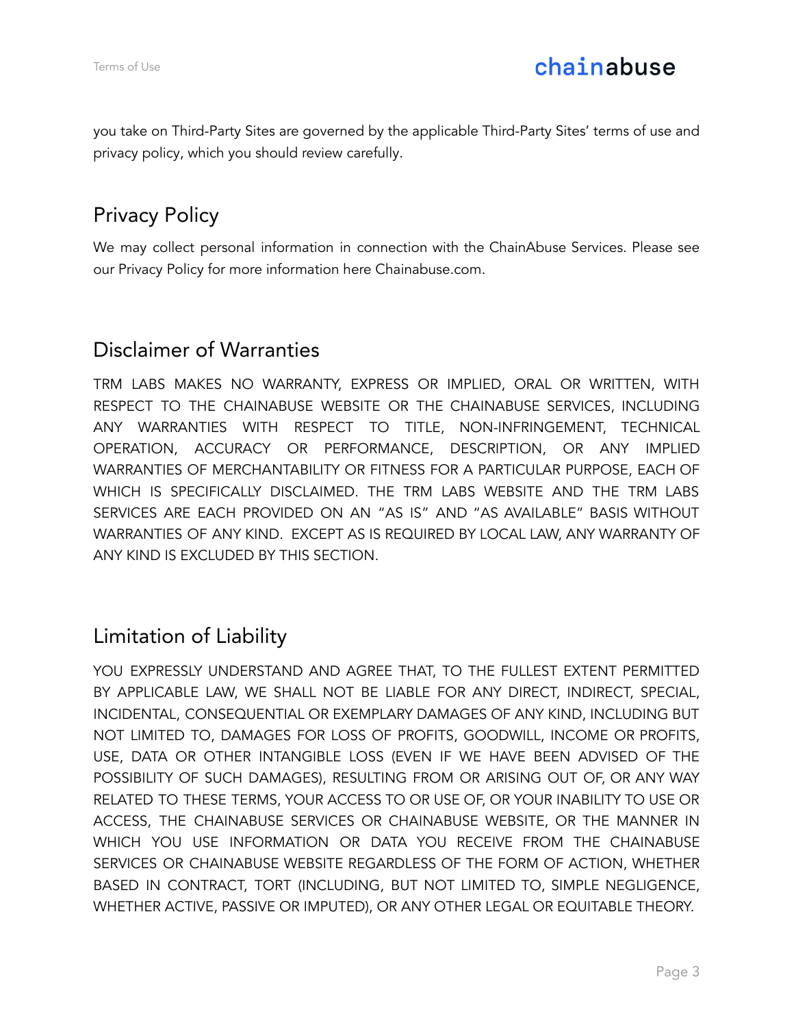you take on Third-Party Sites are governed by the applicable Third-Party Sites' terms of use and privacy policy, which you should review carefully.

## Privacy Policy

We may collect personal information in connection with the ChainAbuse Services. Please see our Privacy Policy for more information here Chainabuse.com.

## Disclaimer of Warranties

TRM LABS MAKES NO WARRANTY, EXPRESS OR IMPLIED, ORAL OR WRITTEN, WITH RESPECT TO THE CHAINABUSE WEBSITE OR THE CHAINABUSE SERVICES, INCLUDING ANY WARRANTIES WITH RESPECT TO TITLE, NON-INFRINGEMENT, TECHNICAL OPERATION, ACCURACY OR PERFORMANCE, DESCRIPTION, OR ANY IMPLIED WARRANTIES OF MERCHANTABILITY OR FITNESS FOR A PARTICULAR PURPOSE, EACH OF WHICH IS SPECIFICALLY DISCLAIMED. THE TRM LABS WEBSITE AND THE TRM LABS SERVICES ARE EACH PROVIDED ON AN "AS IS" AND "AS AVAILABLE" BASIS WITHOUT WARRANTIES OF ANY KIND. EXCEPT AS IS REQUIRED BY LOCAL LAW, ANY WARRANTY OF ANY KIND IS EXCLUDED BY THIS SECTION.

## Limitation of Liability

YOU EXPRESSLY UNDERSTAND AND AGREE THAT, TO THE FULLEST EXTENT PERMITTED BY APPLICABLE LAW, WE SHALL NOT BE LIABLE FOR ANY DIRECT, INDIRECT, SPECIAL, INCIDENTAL, CONSEQUENTIAL OR EXEMPLARY DAMAGES OF ANY KIND, INCLUDING BUT NOT LIMITED TO, DAMAGES FOR LOSS OF PROFITS, GOODWILL, INCOME OR PROFITS, USE, DATA OR OTHER INTANGIBLE LOSS (EVEN IF WE HAVE BEEN ADVISED OF THE POSSIBILITY OF SUCH DAMAGES), RESULTING FROM OR ARISING OUT OF, OR ANY WAY RELATED TO THESE TERMS, YOUR ACCESS TO OR USE OF, OR YOUR INABILITY TO USE OR ACCESS, THE CHAINABUSE SERVICES OR CHAINABUSE WEBSITE, OR THE MANNER IN WHICH YOU USE INFORMATION OR DATA YOU RECEIVE FROM THE CHAINABUSE SERVICES OR CHAINABUSE WEBSITE REGARDLESS OF THE FORM OF ACTION, WHETHER BASED IN CONTRACT, TORT (INCLUDING, BUT NOT LIMITED TO, SIMPLE NEGLIGENCE, WHETHER ACTIVE, PASSIVE OR IMPUTED), OR ANY OTHER LEGAL OR EQUITABLE THEORY.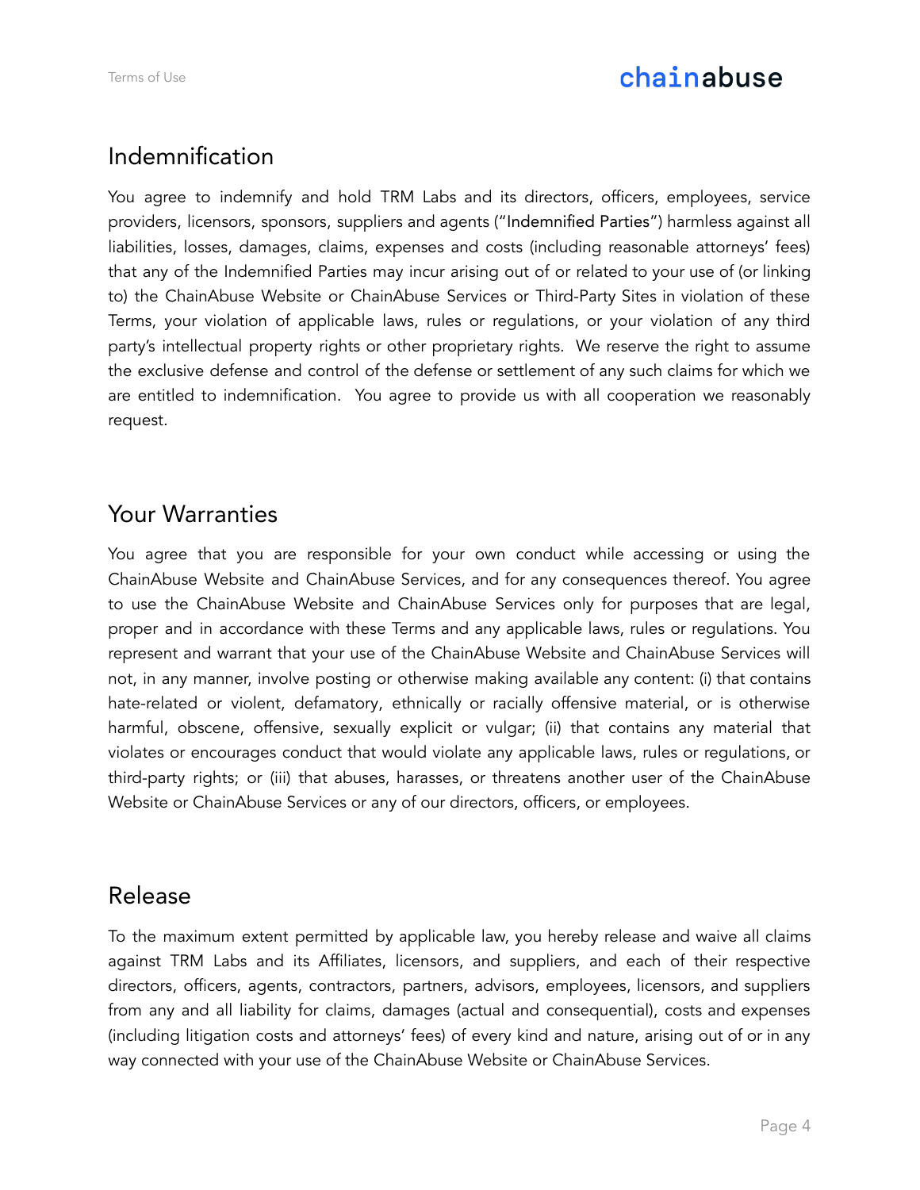## Indemnification

You agree to indemnify and hold TRM Labs and its directors, officers, employees, service providers, licensors, sponsors, suppliers and agents ("Indemnified Parties") harmless against all liabilities, losses, damages, claims, expenses and costs (including reasonable attorneys' fees) that any of the Indemnified Parties may incur arising out of or related to your use of (or linking to) the ChainAbuse Website or ChainAbuse Services or Third-Party Sites in violation of these Terms, your violation of applicable laws, rules or regulations, or your violation of any third party's intellectual property rights or other proprietary rights. We reserve the right to assume the exclusive defense and control of the defense or settlement of any such claims for which we are entitled to indemnification. You agree to provide us with all cooperation we reasonably request.

## Your Warranties

You agree that you are responsible for your own conduct while accessing or using the ChainAbuse Website and ChainAbuse Services, and for any consequences thereof. You agree to use the ChainAbuse Website and ChainAbuse Services only for purposes that are legal, proper and in accordance with these Terms and any applicable laws, rules or regulations. You represent and warrant that your use of the ChainAbuse Website and ChainAbuse Services will not, in any manner, involve posting or otherwise making available any content: (i) that contains hate-related or violent, defamatory, ethnically or racially offensive material, or is otherwise harmful, obscene, offensive, sexually explicit or vulgar; (ii) that contains any material that violates or encourages conduct that would violate any applicable laws, rules or regulations, or third-party rights; or (iii) that abuses, harasses, or threatens another user of the ChainAbuse Website or ChainAbuse Services or any of our directors, officers, or employees.

## Release

To the maximum extent permitted by applicable law, you hereby release and waive all claims against TRM Labs and its Affiliates, licensors, and suppliers, and each of their respective directors, officers, agents, contractors, partners, advisors, employees, licensors, and suppliers from any and all liability for claims, damages (actual and consequential), costs and expenses (including litigation costs and attorneys' fees) of every kind and nature, arising out of or in any way connected with your use of the ChainAbuse Website or ChainAbuse Services.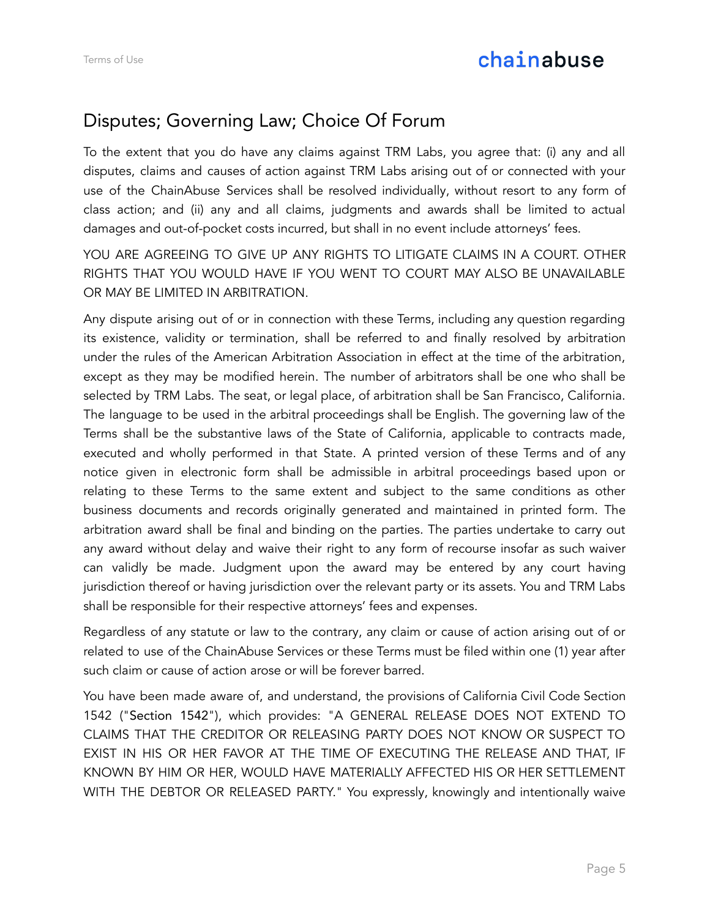## Disputes; Governing Law; Choice Of Forum

To the extent that you do have any claims against TRM Labs, you agree that: (i) any and all disputes, claims and causes of action against TRM Labs arising out of or connected with your use of the ChainAbuse Services shall be resolved individually, without resort to any form of class action; and (ii) any and all claims, judgments and awards shall be limited to actual damages and out-of-pocket costs incurred, but shall in no event include attorneys' fees.

YOU ARE AGREEING TO GIVE UP ANY RIGHTS TO LITIGATE CLAIMS IN A COURT. OTHER RIGHTS THAT YOU WOULD HAVE IF YOU WENT TO COURT MAY ALSO BE UNAVAILABLE OR MAY BE LIMITED IN ARBITRATION.

Any dispute arising out of or in connection with these Terms, including any question regarding its existence, validity or termination, shall be referred to and finally resolved by arbitration under the rules of the American Arbitration Association in effect at the time of the arbitration, except as they may be modified herein. The number of arbitrators shall be one who shall be selected by TRM Labs. The seat, or legal place, of arbitration shall be San Francisco, California. The language to be used in the arbitral proceedings shall be English. The governing law of the Terms shall be the substantive laws of the State of California, applicable to contracts made, executed and wholly performed in that State. A printed version of these Terms and of any notice given in electronic form shall be admissible in arbitral proceedings based upon or relating to these Terms to the same extent and subject to the same conditions as other business documents and records originally generated and maintained in printed form. The arbitration award shall be final and binding on the parties. The parties undertake to carry out any award without delay and waive their right to any form of recourse insofar as such waiver can validly be made. Judgment upon the award may be entered by any court having jurisdiction thereof or having jurisdiction over the relevant party or its assets. You and TRM Labs shall be responsible for their respective attorneys' fees and expenses.

Regardless of any statute or law to the contrary, any claim or cause of action arising out of or related to use of the ChainAbuse Services or these Terms must be filed within one (1) year after such claim or cause of action arose or will be forever barred.

You have been made aware of, and understand, the provisions of California Civil Code Section 1542 ("Section 1542"), which provides: "A GENERAL RELEASE DOES NOT EXTEND TO CLAIMS THAT THE CREDITOR OR RELEASING PARTY DOES NOT KNOW OR SUSPECT TO EXIST IN HIS OR HER FAVOR AT THE TIME OF EXECUTING THE RELEASE AND THAT, IF KNOWN BY HIM OR HER, WOULD HAVE MATERIALLY AFFECTED HIS OR HER SETTLEMENT WITH THE DEBTOR OR RELEASED PARTY." You expressly, knowingly and intentionally waive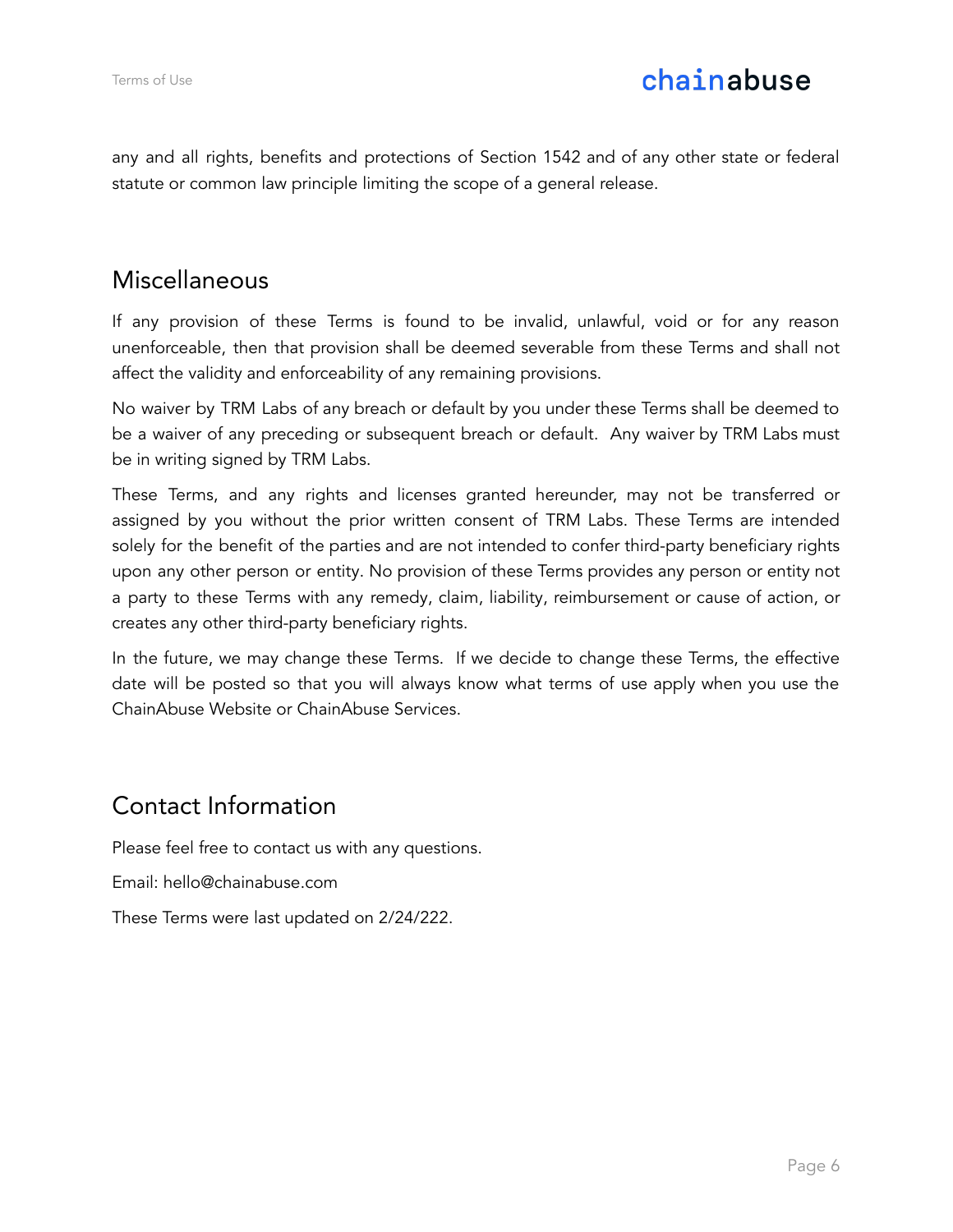any and all rights, benefits and protections of Section 1542 and of any other state or federal statute or common law principle limiting the scope of a general release.

## Miscellaneous

If any provision of these Terms is found to be invalid, unlawful, void or for any reason unenforceable, then that provision shall be deemed severable from these Terms and shall not affect the validity and enforceability of any remaining provisions.

No waiver by TRM Labs of any breach or default by you under these Terms shall be deemed to be a waiver of any preceding or subsequent breach or default. Any waiver by TRM Labs must be in writing signed by TRM Labs.

These Terms, and any rights and licenses granted hereunder, may not be transferred or assigned by you without the prior written consent of TRM Labs. These Terms are intended solely for the benefit of the parties and are not intended to confer third-party beneficiary rights upon any other person or entity. No provision of these Terms provides any person or entity not a party to these Terms with any remedy, claim, liability, reimbursement or cause of action, or creates any other third-party beneficiary rights.

In the future, we may change these Terms. If we decide to change these Terms, the effective date will be posted so that you will always know what terms of use apply when you use the ChainAbuse Website or ChainAbuse Services.

## Contact Information

Please feel free to contact us with any questions.

Email: hello@chainabuse.com

These Terms were last updated on 2/24/222.